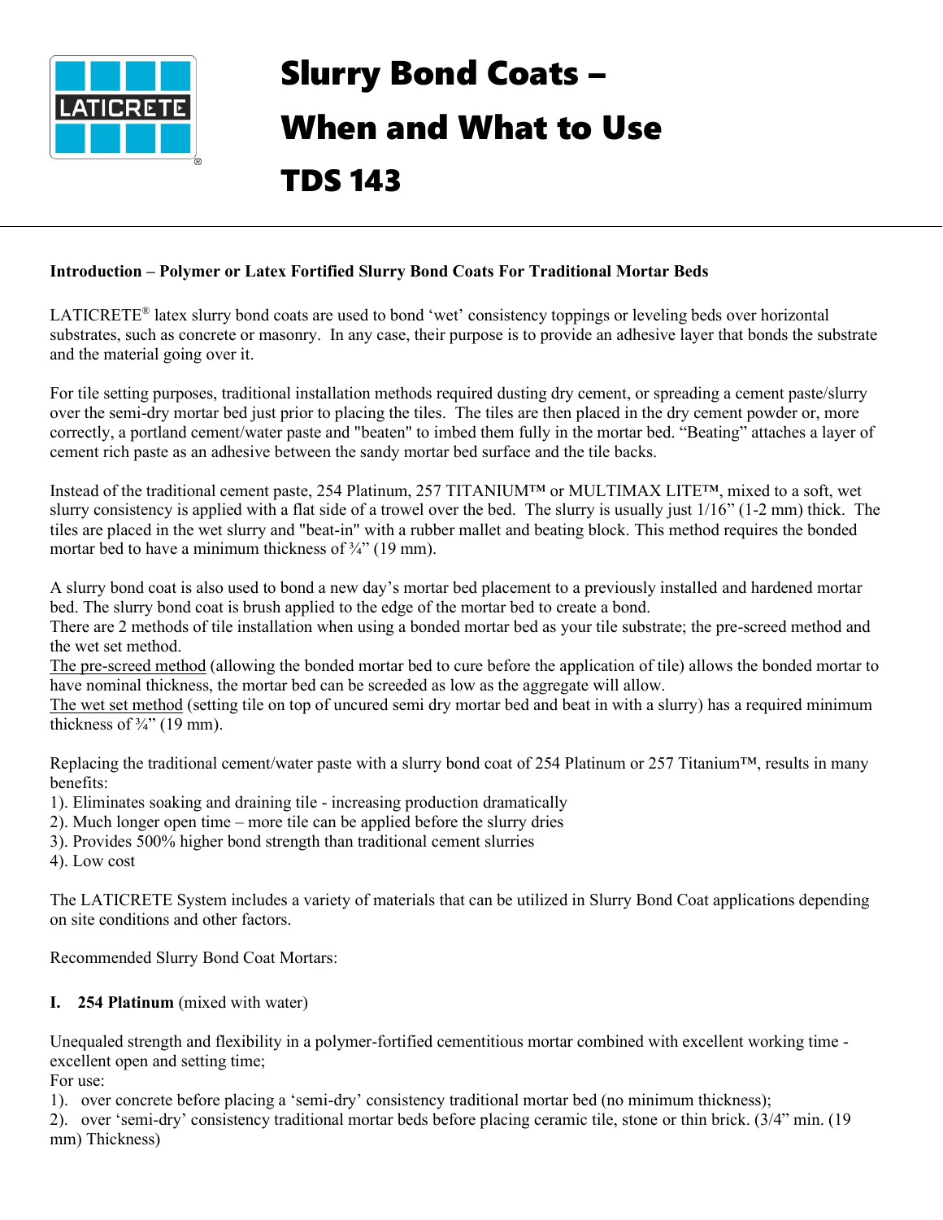# Slurry Bond Coats – When and What to Use

# TDS 143

**Introduction – Polymer or Latex Fortified Slurry Bond Coats For Traditional Mortar Beds**

LATICRETE® latex slurry bond coats are used to bond 'wet' consistency toppings or leveling beds over horizontal substrates, such as concrete or masonry. In any case, their purpose is to provide an adhesive layer that bonds the substrate and the material going over it.

For tile setting purposes, traditional installation methods required dusting dry cement, or spreading a cement paste/slurry over the semi-dry mortar bed just prior to placing the tiles. The tiles are then placed in the dry cement powder or, more correctly, a portland cement/water paste and "beaten" to imbed them fully in the mortar bed. "Beating" attaches a layer of cement rich paste as an adhesive between the sandy mortar bed surface and the tile backs.

Instead of the traditional cement paste, 254 Platinum, 257 TITANIUM™ or MULTIMAX LITE™, mixed to a soft, wet slurry consistency is applied with a flat side of a trowel over the bed. The slurry is usually just 1/16" (1-2 mm) thick. The tiles are placed in the wet slurry and "beat-in" with a rubber mallet and beating block. This method requires the bonded mortar bed to have a minimum thickness of ¾" (19 mm).

A slurry bond coat is also used to bond a new day's mortar bed placement to a previously installed and hardened mortar bed. The slurry bond coat is brush applied to the edge of the mortar bed to create a bond.
There are 2 methods of tile installation when using a bonded mortar bed as your tile substrate; the pre-screed method and the wet set method.
<u>The pre-screed method</u> (allowing the bonded mortar bed to cure before the application of tile) allows the bonded mortar to have nominal thickness, the mortar bed can be screeded as low as the aggregate will allow.
<u>The wet set method</u> (setting tile on top of uncured semi dry mortar bed and beat in with a slurry) has a required minimum thickness of ¾" (19 mm).

Replacing the traditional cement/water paste with a slurry bond coat of 254 Platinum or 257 Titanium™, results in many benefits:
1). Eliminates soaking and draining tile - increasing production dramatically
2). Much longer open time – more tile can be applied before the slurry dries
3). Provides 500% higher bond strength than traditional cement slurries
4). Low cost

The LATICRETE System includes a variety of materials that can be utilized in Slurry Bond Coat applications depending on site conditions and other factors.

Recommended Slurry Bond Coat Mortars:

**I. 254 Platinum** (mixed with water)

Unequaled strength and flexibility in a polymer-fortified cementitious mortar combined with excellent working time - excellent open and setting time;
For use:
1). over concrete before placing a 'semi-dry' consistency traditional mortar bed (no minimum thickness);
2). over 'semi-dry' consistency traditional mortar beds before placing ceramic tile, stone or thin brick. (3/4" min. (19 mm) Thickness)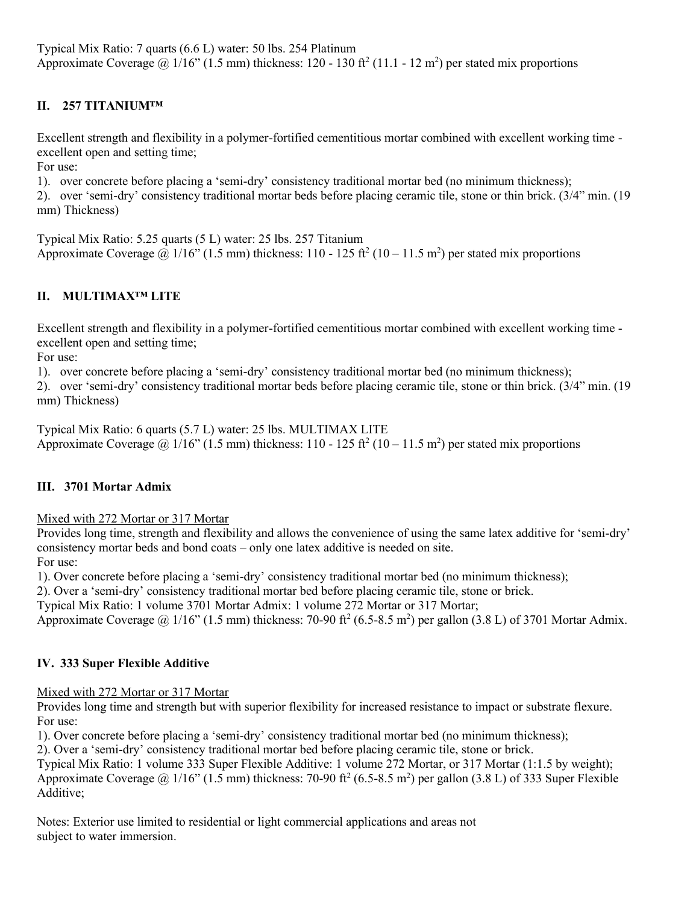Typical Mix Ratio: 7 quarts (6.6 L) water: 50 lbs. 254 Platinum
Approximate Coverage @ 1/16" (1.5 mm) thickness: 120 - 130 ft$^2$ (11.1 - 12 m$^2$) per stated mix proportions

## II. 257 TITANIUM™

Excellent strength and flexibility in a polymer-fortified cementitious mortar combined with excellent working time - excellent open and setting time;

For use:

1). over concrete before placing a 'semi-dry' consistency traditional mortar bed (no minimum thickness);
2). over 'semi-dry' consistency traditional mortar beds before placing ceramic tile, stone or thin brick. (3/4" min. (19 mm) Thickness)

Typical Mix Ratio: 5.25 quarts (5 L) water: 25 lbs. 257 Titanium
Approximate Coverage @ 1/16" (1.5 mm) thickness: 110 - 125 ft$^2$ (10 – 11.5 m$^2$) per stated mix proportions

## II. MULTIMAX™ LITE

Excellent strength and flexibility in a polymer-fortified cementitious mortar combined with excellent working time - excellent open and setting time;

For use:

1). over concrete before placing a 'semi-dry' consistency traditional mortar bed (no minimum thickness);
2). over 'semi-dry' consistency traditional mortar beds before placing ceramic tile, stone or thin brick. (3/4" min. (19 mm) Thickness)

Typical Mix Ratio: 6 quarts (5.7 L) water: 25 lbs. MULTIMAX LITE
Approximate Coverage @ 1/16" (1.5 mm) thickness: 110 - 125 ft$^2$ (10 – 11.5 m$^2$) per stated mix proportions

## III. 3701 Mortar Admix

Mixed with 272 Mortar or 317 Mortar

Provides long time, strength and flexibility and allows the convenience of using the same latex additive for 'semi-dry' consistency mortar beds and bond coats – only one latex additive is needed on site.

For use:

1). Over concrete before placing a 'semi-dry' consistency traditional mortar bed (no minimum thickness);
2). Over a 'semi-dry' consistency traditional mortar bed before placing ceramic tile, stone or brick.

Typical Mix Ratio: 1 volume 3701 Mortar Admix: 1 volume 272 Mortar or 317 Mortar;
Approximate Coverage @ 1/16" (1.5 mm) thickness: 70-90 ft$^2$ (6.5-8.5 m$^2$) per gallon (3.8 L) of 3701 Mortar Admix.

## IV. 333 Super Flexible Additive

Mixed with 272 Mortar or 317 Mortar

Provides long time and strength but with superior flexibility for increased resistance to impact or substrate flexure.

For use:

1). Over concrete before placing a 'semi-dry' consistency traditional mortar bed (no minimum thickness);
2). Over a 'semi-dry' consistency traditional mortar bed before placing ceramic tile, stone or brick.

Typical Mix Ratio: 1 volume 333 Super Flexible Additive: 1 volume 272 Mortar, or 317 Mortar (1:1.5 by weight);
Approximate Coverage @ 1/16" (1.5 mm) thickness: 70-90 ft$^2$ (6.5-8.5 m$^2$) per gallon (3.8 L) of 333 Super Flexible Additive;

Notes: Exterior use limited to residential or light commercial applications and areas not subject to water immersion.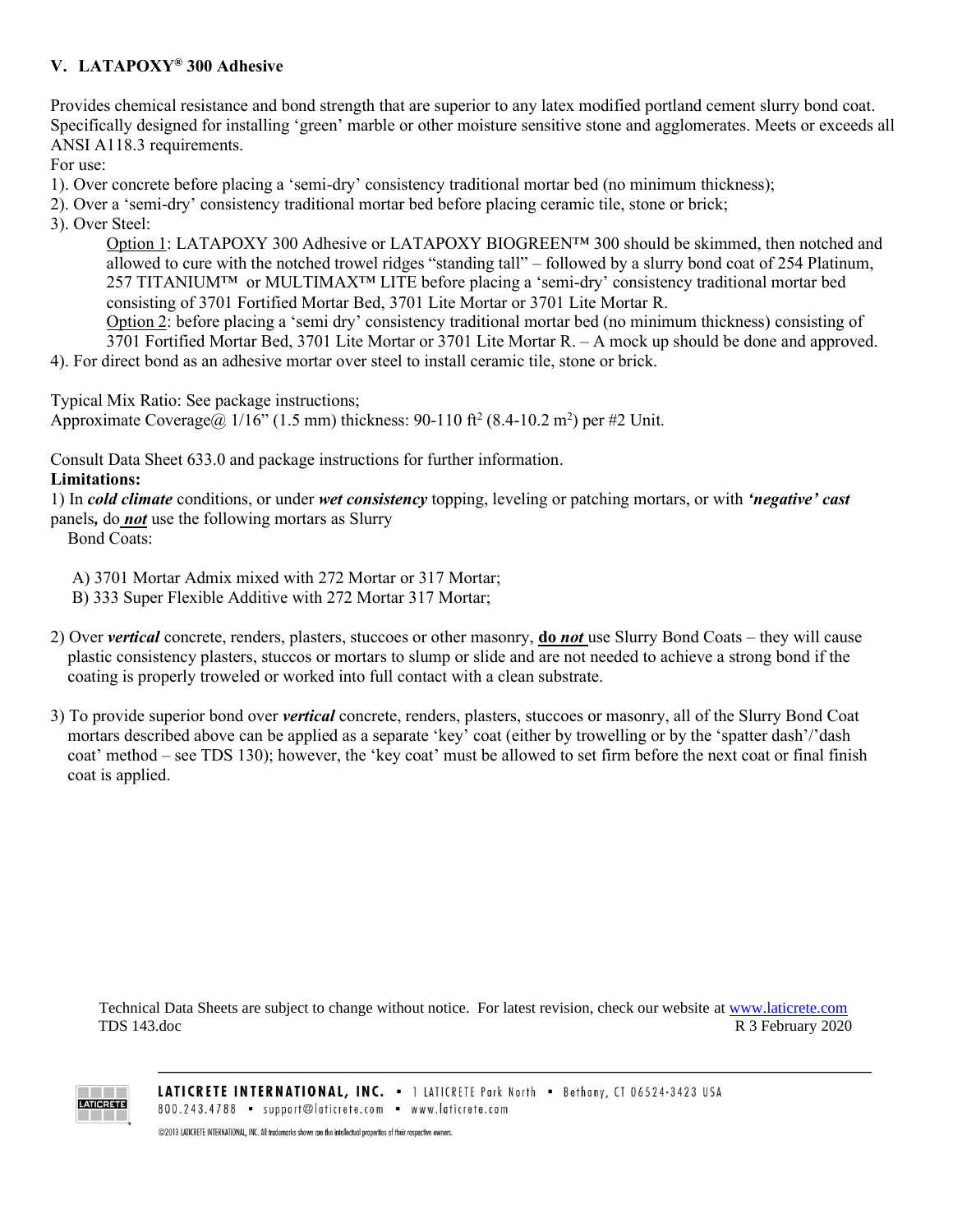### V. LATAPOXY® 300 Adhesive

Provides chemical resistance and bond strength that are superior to any latex modified portland cement slurry bond coat. Specifically designed for installing 'green' marble or other moisture sensitive stone and agglomerates. Meets or exceeds all ANSI A118.3 requirements.

For use:

1). Over concrete before placing a 'semi-dry' consistency traditional mortar bed (no minimum thickness);

2). Over a 'semi-dry' consistency traditional mortar bed before placing ceramic tile, stone or brick;

3). Over Steel:

Option 1: LATAPOXY 300 Adhesive or LATAPOXY BIOGREEN™ 300 should be skimmed, then notched and allowed to cure with the notched trowel ridges "standing tall" – followed by a slurry bond coat of 254 Platinum, 257 TITANIUM™ or MULTIMAX™ LITE before placing a 'semi-dry' consistency traditional mortar bed consisting of 3701 Fortified Mortar Bed, 3701 Lite Mortar or 3701 Lite Mortar R.

Option 2: before placing a 'semi dry' consistency traditional mortar bed (no minimum thickness) consisting of 3701 Fortified Mortar Bed, 3701 Lite Mortar or 3701 Lite Mortar R. – A mock up should be done and approved.

4). For direct bond as an adhesive mortar over steel to install ceramic tile, stone or brick.

Typical Mix Ratio: See package instructions;

Approximate Coverage@ 1/16" (1.5 mm) thickness: 90-110 ft$^2$ (8.4-10.2 m$^2$) per #2 Unit.

Consult Data Sheet 633.0 and package instructions for further information.

**Limitations:**

1) In ***cold climate*** conditions, or under ***wet consistency*** topping, leveling or patching mortars, or with ***'negative' cast*** panels, do ***not*** use the following mortars as Slurry Bond Coats:

A) 3701 Mortar Admix mixed with 272 Mortar or 317 Mortar;
B) 333 Super Flexible Additive with 272 Mortar 317 Mortar;

2) Over ***vertical*** concrete, renders, plasters, stuccoes or other masonry, **do *not*** use Slurry Bond Coats – they will cause plastic consistency plasters, stuccos or mortars to slump or slide and are not needed to achieve a strong bond if the coating is properly troweled or worked into full contact with a clean substrate.

3) To provide superior bond over ***vertical*** concrete, renders, plasters, stuccoes or masonry, all of the Slurry Bond Coat mortars described above can be applied as a separate 'key' coat (either by trowelling or by the 'spatter dash'/'dash coat' method – see TDS 130); however, the 'key coat' must be allowed to set firm before the next coat or final finish coat is applied.

Technical Data Sheets are subject to change without notice. For latest revision, check our website at www.laticrete.com

TDS 143.doc R 3 February 2020